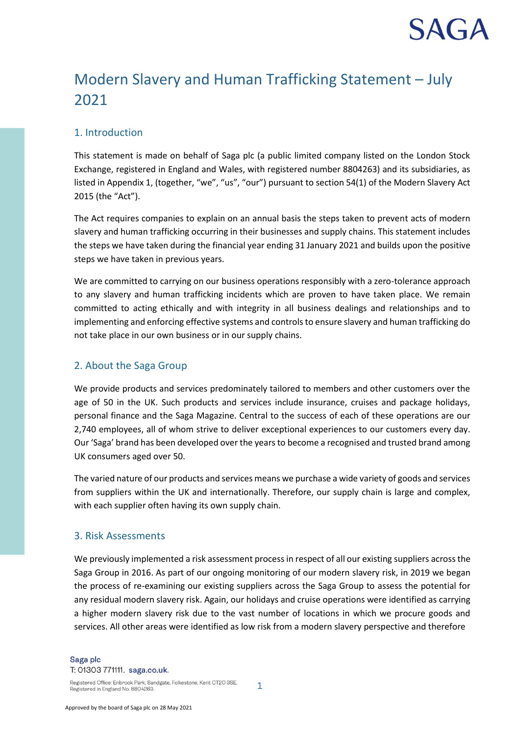# Modern Slavery and Human Trafficking Statement – July 2021

## 1. Introduction

This statement is made on behalf of Saga plc (a public limited company listed on the London Stock Exchange, registered in England and Wales, with registered number 8804263) and its subsidiaries, as listed in Appendix 1, (together, "we", "us", "our") pursuant to section 54(1) of the Modern Slavery Act 2015 (the "Act").

The Act requires companies to explain on an annual basis the steps taken to prevent acts of modern slavery and human trafficking occurring in their businesses and supply chains. This statement includes the steps we have taken during the financial year ending 31 January 2021 and builds upon the positive steps we have taken in previous years.

We are committed to carrying on our business operations responsibly with a zero-tolerance approach to any slavery and human trafficking incidents which are proven to have taken place. We remain committed to acting ethically and with integrity in all business dealings and relationships and to implementing and enforcing effective systems and controls to ensure slavery and human trafficking do not take place in our own business or in our supply chains.

## 2. About the Saga Group

We provide products and services predominately tailored to members and other customers over the age of 50 in the UK. Such products and services include insurance, cruises and package holidays, personal finance and the Saga Magazine. Central to the success of each of these operations are our 2,740 employees, all of whom strive to deliver exceptional experiences to our customers every day. Our 'Saga' brand has been developed over the years to become a recognised and trusted brand among UK consumers aged over 50.

The varied nature of our products and services means we purchase a wide variety of goods and services from suppliers within the UK and internationally. Therefore, our supply chain is large and complex, with each supplier often having its own supply chain.

## 3. Risk Assessments

We previously implemented a risk assessment process in respect of all our existing suppliers across the Saga Group in 2016. As part of our ongoing monitoring of our modern slavery risk, in 2019 we began the process of re-examining our existing suppliers across the Saga Group to assess the potential for any residual modern slavery risk. Again, our holidays and cruise operations were identified as carrying a higher modern slavery risk due to the vast number of locations in which we procure goods and services. All other areas were identified as low risk from a modern slavery perspective and therefore

Approved by the board of Saga plc on 28 May 2021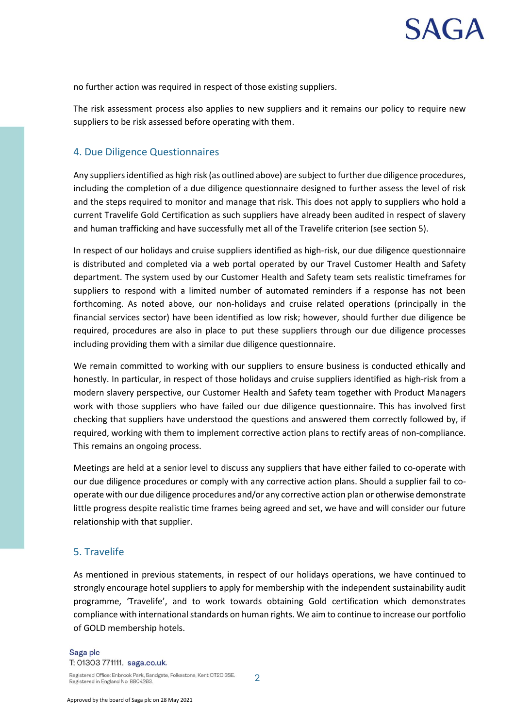no further action was required in respect of those existing suppliers.

The risk assessment process also applies to new suppliers and it remains our policy to require new suppliers to be risk assessed before operating with them.

## 4. Due Diligence Questionnaires

Any suppliers identified as high risk (as outlined above) are subject to further due diligence procedures, including the completion of a due diligence questionnaire designed to further assess the level of risk and the steps required to monitor and manage that risk. This does not apply to suppliers who hold a current Travelife Gold Certification as such suppliers have already been audited in respect of slavery and human trafficking and have successfully met all of the Travelife criterion (see section 5).

In respect of our holidays and cruise suppliers identified as high-risk, our due diligence questionnaire is distributed and completed via a web portal operated by our Travel Customer Health and Safety department. The system used by our Customer Health and Safety team sets realistic timeframes for suppliers to respond with a limited number of automated reminders if a response has not been forthcoming. As noted above, our non-holidays and cruise related operations (principally in the financial services sector) have been identified as low risk; however, should further due diligence be required, procedures are also in place to put these suppliers through our due diligence processes including providing them with a similar due diligence questionnaire.

We remain committed to working with our suppliers to ensure business is conducted ethically and honestly. In particular, in respect of those holidays and cruise suppliers identified as high-risk from a modern slavery perspective, our Customer Health and Safety team together with Product Managers work with those suppliers who have failed our due diligence questionnaire. This has involved first checking that suppliers have understood the questions and answered them correctly followed by, if required, working with them to implement corrective action plans to rectify areas of non-compliance. This remains an ongoing process.

Meetings are held at a senior level to discuss any suppliers that have either failed to co-operate with our due diligence procedures or comply with any corrective action plans. Should a supplier fail to co-operate with our due diligence procedures and/or any corrective action plan or otherwise demonstrate little progress despite realistic time frames being agreed and set, we have and will consider our future relationship with that supplier.

## 5. Travelife

As mentioned in previous statements, in respect of our holidays operations, we have continued to strongly encourage hotel suppliers to apply for membership with the independent sustainability audit programme, 'Travelife', and to work towards obtaining Gold certification which demonstrates compliance with international standards on human rights. We aim to continue to increase our portfolio of GOLD membership hotels.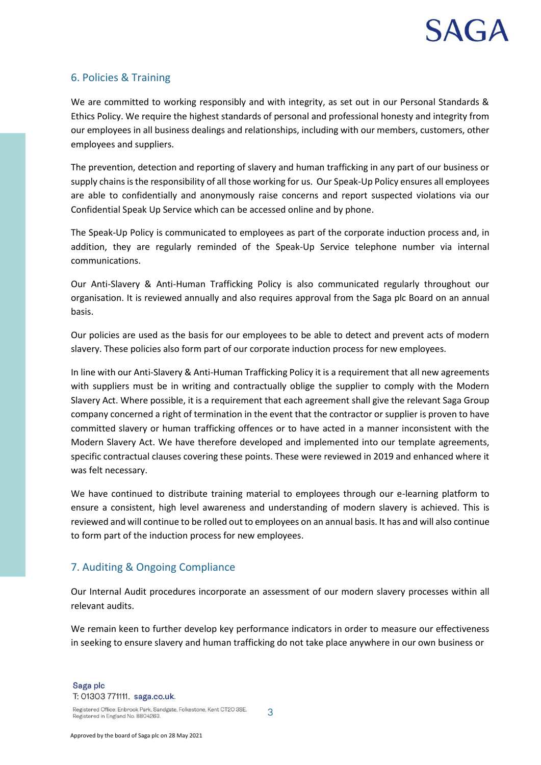## 6. Policies & Training

We are committed to working responsibly and with integrity, as set out in our Personal Standards & Ethics Policy. We require the highest standards of personal and professional honesty and integrity from our employees in all business dealings and relationships, including with our members, customers, other employees and suppliers.

The prevention, detection and reporting of slavery and human trafficking in any part of our business or supply chains is the responsibility of all those working for us. Our Speak-Up Policy ensures all employees are able to confidentially and anonymously raise concerns and report suspected violations via our Confidential Speak Up Service which can be accessed online and by phone.

The Speak-Up Policy is communicated to employees as part of the corporate induction process and, in addition, they are regularly reminded of the Speak-Up Service telephone number via internal communications.

Our Anti-Slavery & Anti-Human Trafficking Policy is also communicated regularly throughout our organisation. It is reviewed annually and also requires approval from the Saga plc Board on an annual basis.

Our policies are used as the basis for our employees to be able to detect and prevent acts of modern slavery. These policies also form part of our corporate induction process for new employees.

In line with our Anti-Slavery & Anti-Human Trafficking Policy it is a requirement that all new agreements with suppliers must be in writing and contractually oblige the supplier to comply with the Modern Slavery Act. Where possible, it is a requirement that each agreement shall give the relevant Saga Group company concerned a right of termination in the event that the contractor or supplier is proven to have committed slavery or human trafficking offences or to have acted in a manner inconsistent with the Modern Slavery Act. We have therefore developed and implemented into our template agreements, specific contractual clauses covering these points. These were reviewed in 2019 and enhanced where it was felt necessary.

We have continued to distribute training material to employees through our e-learning platform to ensure a consistent, high level awareness and understanding of modern slavery is achieved. This is reviewed and will continue to be rolled out to employees on an annual basis. It has and will also continue to form part of the induction process for new employees.

## 7. Auditing & Ongoing Compliance

Our Internal Audit procedures incorporate an assessment of our modern slavery processes within all relevant audits.

We remain keen to further develop key performance indicators in order to measure our effectiveness in seeking to ensure slavery and human trafficking do not take place anywhere in our own business or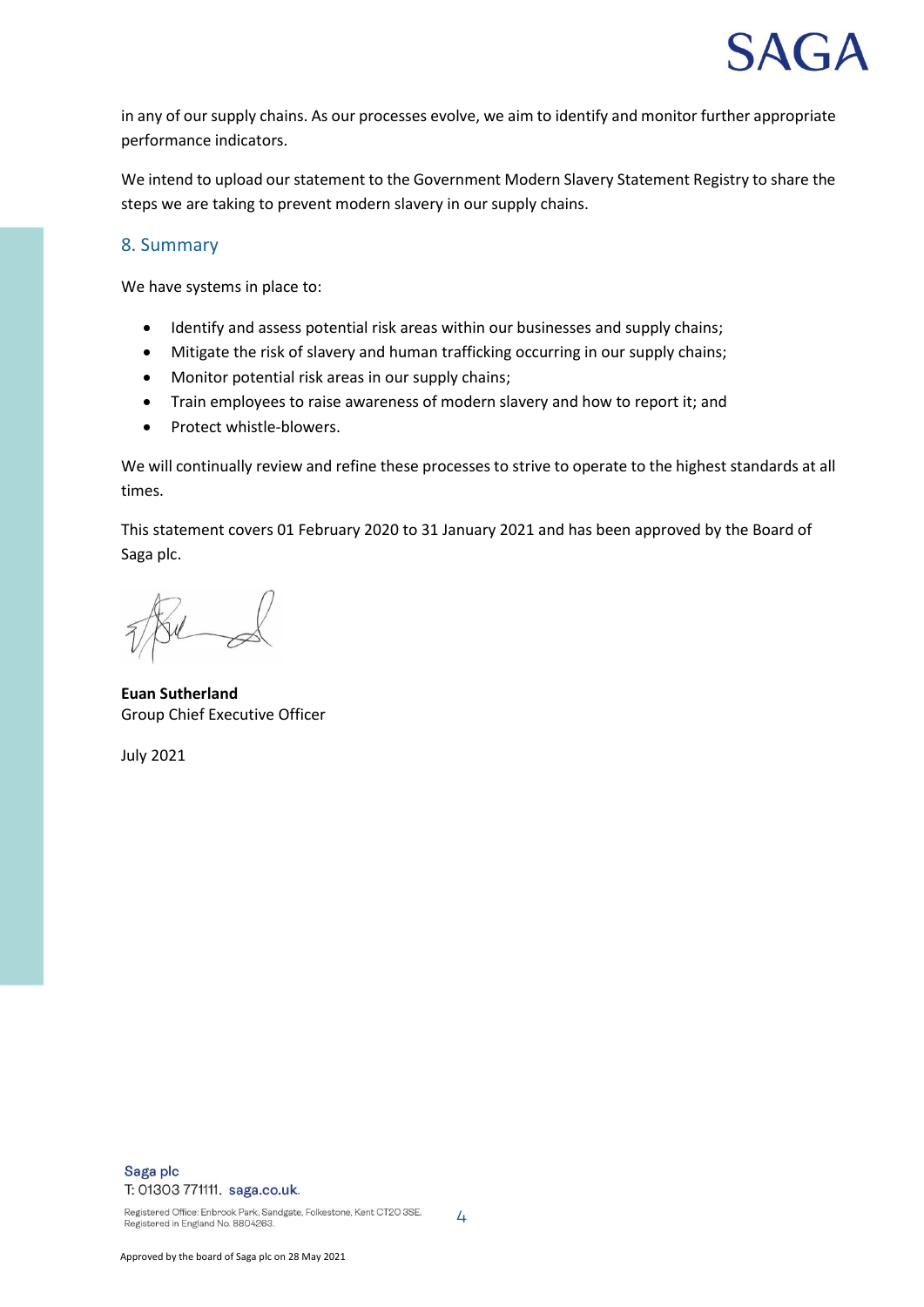in any of our supply chains. As our processes evolve, we aim to identify and monitor further appropriate performance indicators.

We intend to upload our statement to the Government Modern Slavery Statement Registry to share the steps we are taking to prevent modern slavery in our supply chains.

## 8. Summary

We have systems in place to:

- Identify and assess potential risk areas within our businesses and supply chains;
- Mitigate the risk of slavery and human trafficking occurring in our supply chains;
- Monitor potential risk areas in our supply chains;
- Train employees to raise awareness of modern slavery and how to report it; and
- Protect whistle-blowers.

We will continually review and refine these processes to strive to operate to the highest standards at all times.

This statement covers 01 February 2020 to 31 January 2021 and has been approved by the Board of Saga plc.

**Euan Sutherland**
Group Chief Executive Officer

July 2021

Saga plc
T: 01303 771111. saga.co.uk.

Registered Office: Enbrook Park, Sandgate, Folkestone, Kent CT20 3SE.
Registered in England No. 8804263.

Approved by the board of Saga plc on 28 May 2021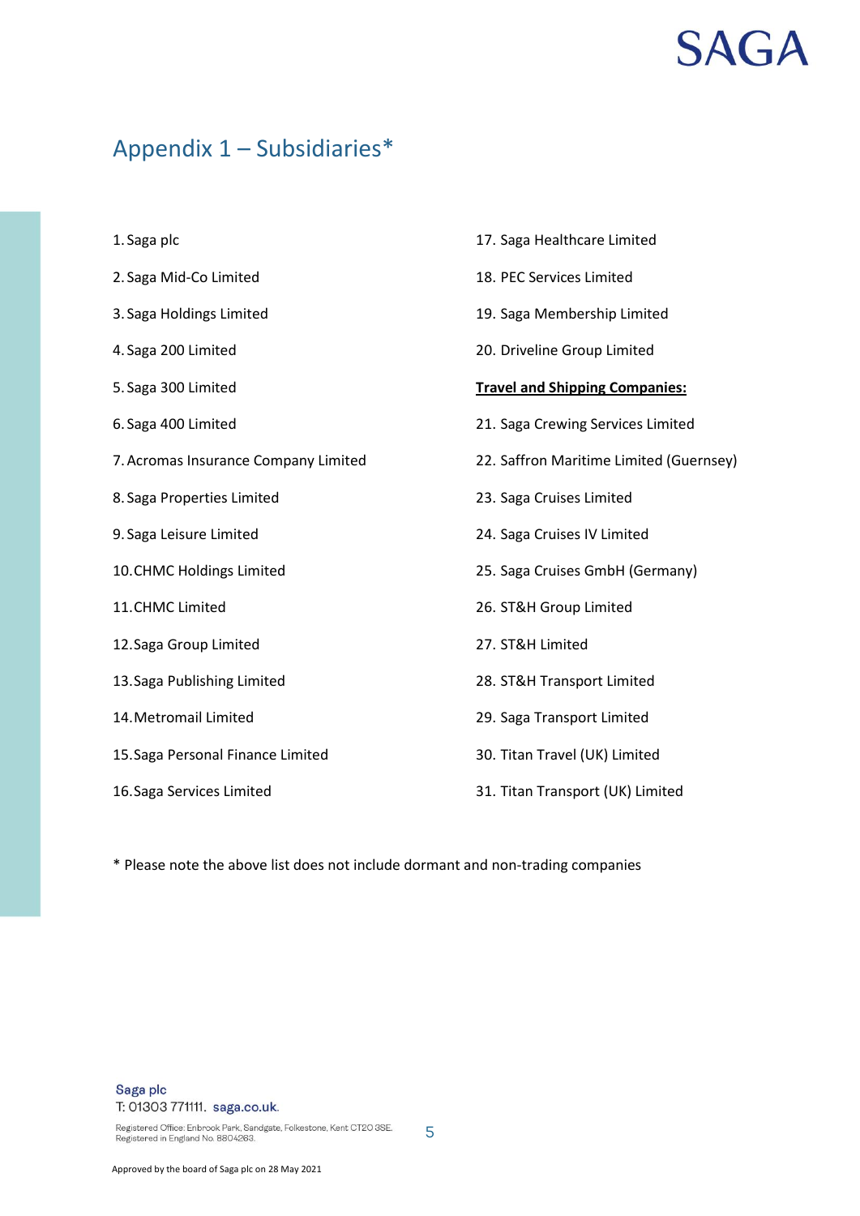## Appendix 1 – Subsidiaries*

1. Saga plc
2. Saga Mid-Co Limited
3. Saga Holdings Limited
4. Saga 200 Limited
5. Saga 300 Limited
6. Saga 400 Limited
7. Acromas Insurance Company Limited
8. Saga Properties Limited
9. Saga Leisure Limited
10. CHMC Holdings Limited
11. CHMC Limited
12. Saga Group Limited
13. Saga Publishing Limited
14. Metromail Limited
15. Saga Personal Finance Limited
16. Saga Services Limited
17. Saga Healthcare Limited
18. PEC Services Limited
19. Saga Membership Limited
20. Driveline Group Limited

**Travel and Shipping Companies:**

21. Saga Crewing Services Limited
22. Saffron Maritime Limited (Guernsey)
23. Saga Cruises Limited
24. Saga Cruises IV Limited
25. Saga Cruises GmbH (Germany)
26. ST&H Group Limited
27. ST&H Limited
28. ST&H Transport Limited
29. Saga Transport Limited
30. Titan Travel (UK) Limited
31. Titan Transport (UK) Limited

* Please note the above list does not include dormant and non-trading companies

Saga plc
T: 01303 771111. saga.co.uk.
Registered Office: Enbrook Park, Sandgate, Folkestone, Kent CT20 3SE.
Registered in England No. 8804263.

Approved by the board of Saga plc on 28 May 2021